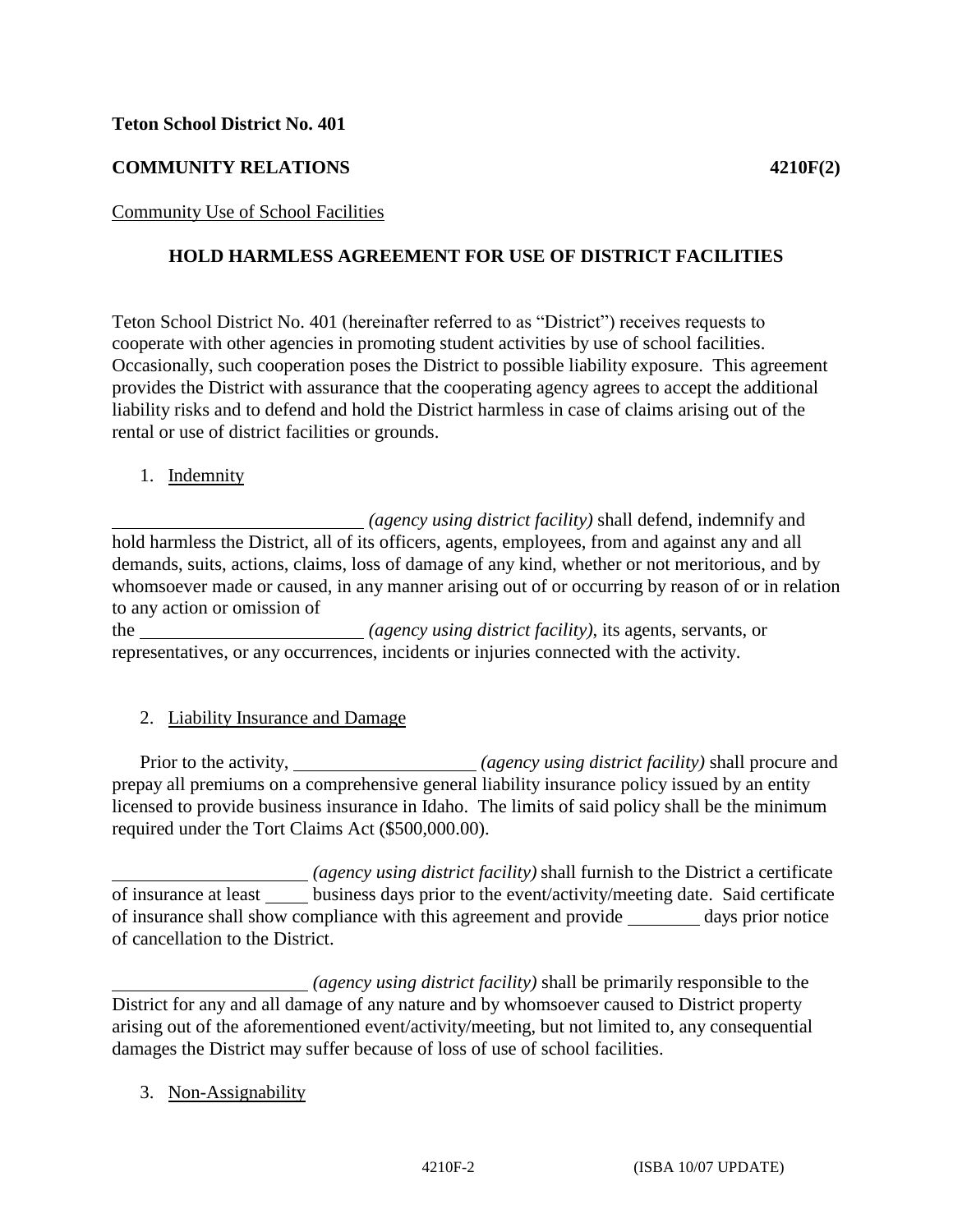**Teton School District No. 401**

**COMMUNITY RELATIONS** **4210F(2)**

Community Use of School Facilities

## HOLD HARMLESS AGREEMENT FOR USE OF DISTRICT FACILITIES

Teton School District No. 401 (hereinafter referred to as "District") receives requests to cooperate with other agencies in promoting student activities by use of school facilities. Occasionally, such cooperation poses the District to possible liability exposure. This agreement provides the District with assurance that the cooperating agency agrees to accept the additional liability risks and to defend and hold the District harmless in case of claims arising out of the rental or use of district facilities or grounds.

1. Indemnity

___________________________ *(agency using district facility)* shall defend, indemnify and hold harmless the District, all of its officers, agents, employees, from and against any and all demands, suits, actions, claims, loss of damage of any kind, whether or not meritorious, and by whomsoever made or caused, in any manner arising out of or occurring by reason of or in relation to any action or omission of the ________________________ *(agency using district facility)*, its agents, servants, or representatives, or any occurrences, incidents or injuries connected with the activity.

2. Liability Insurance and Damage

Prior to the activity, ____________________ *(agency using district facility)* shall procure and prepay all premiums on a comprehensive general liability insurance policy issued by an entity licensed to provide business insurance in Idaho. The limits of said policy shall be the minimum required under the Tort Claims Act ($500,000.00).

_____________________ *(agency using district facility)* shall furnish to the District a certificate of insurance at least _____ business days prior to the event/activity/meeting date. Said certificate of insurance shall show compliance with this agreement and provide ________ days prior notice of cancellation to the District.

_____________________ *(agency using district facility)* shall be primarily responsible to the District for any and all damage of any nature and by whomsoever caused to District property arising out of the aforementioned event/activity/meeting, but not limited to, any consequential damages the District may suffer because of loss of use of school facilities.

3. Non-Assignability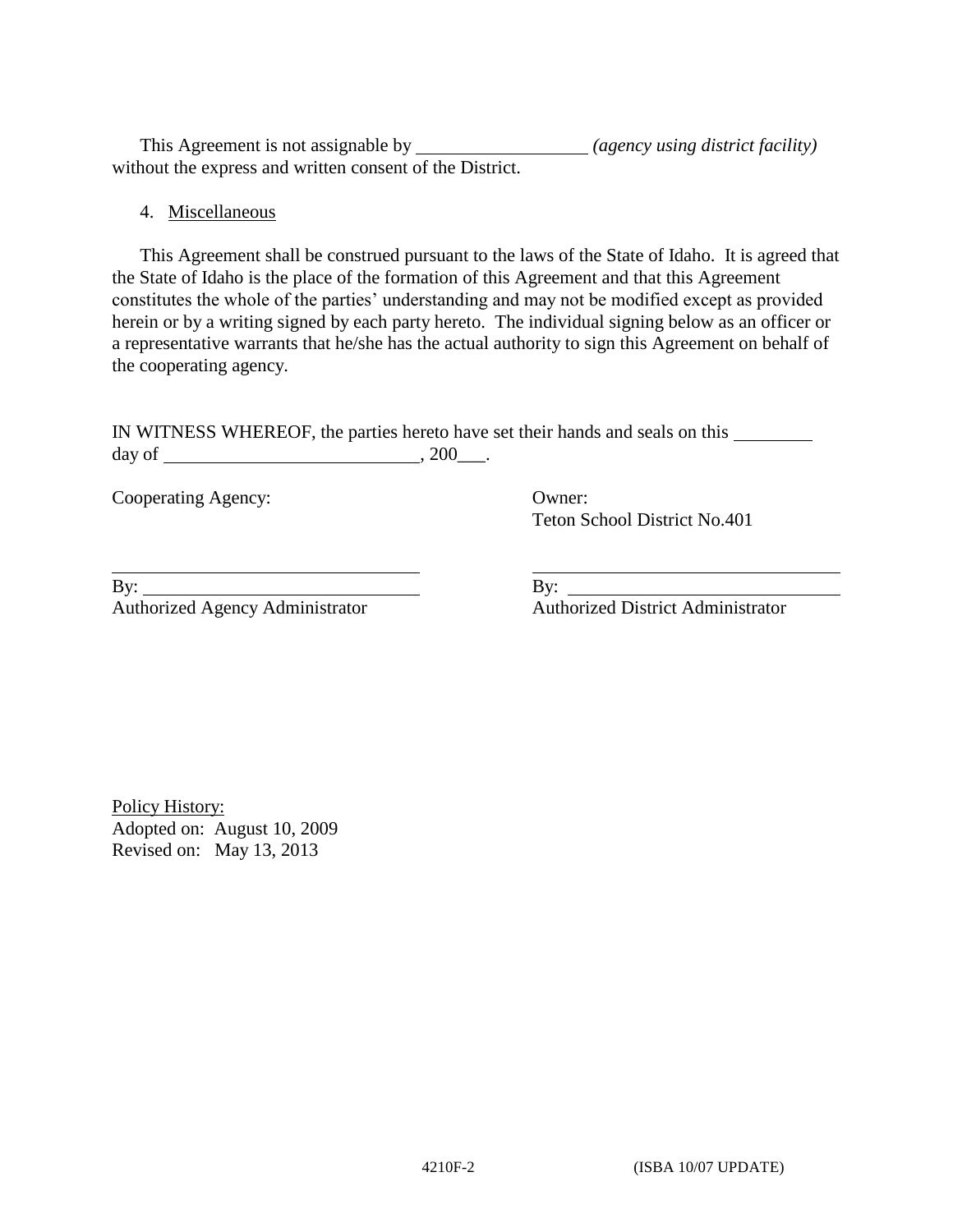This Agreement is not assignable by \_\_\_\_\_\_\_\_\_\_\_\_\_\_\_\_\_\_ *(agency using district facility)* without the express and written consent of the District.

4. Miscellaneous

This Agreement shall be construed pursuant to the laws of the State of Idaho. It is agreed that the State of Idaho is the place of the formation of this Agreement and that this Agreement constitutes the whole of the parties' understanding and may not be modified except as provided herein or by a writing signed by each party hereto. The individual signing below as an officer or a representative warrants that he/she has the actual authority to sign this Agreement on behalf of the cooperating agency.

IN WITNESS WHEREOF, the parties hereto have set their hands and seals on this \_\_\_\_\_\_\_\_ day of \_\_\_\_\_\_\_\_\_\_\_\_\_\_\_\_\_\_\_\_\_\_\_\_\_\_\_, 200\_\_\_.

Cooperating Agency:

\_\_\_\_\_\_\_\_\_\_\_\_\_\_\_\_\_\_\_\_\_\_\_\_\_\_\_\_\_\_\_\_

By: \_\_\_\_\_\_\_\_\_\_\_\_\_\_\_\_\_\_\_\_\_\_\_\_\_\_\_\_\_\_
Authorized Agency Administrator

Owner:
Teton School District No.401

\_\_\_\_\_\_\_\_\_\_\_\_\_\_\_\_\_\_\_\_\_\_\_\_\_\_\_\_\_\_\_\_

By: \_\_\_\_\_\_\_\_\_\_\_\_\_\_\_\_\_\_\_\_\_\_\_\_\_\_\_\_\_\_
Authorized District Administrator

Policy History:
Adopted on: August 10, 2009
Revised on: May 13, 2013

4210F-2 (ISBA 10/07 UPDATE)